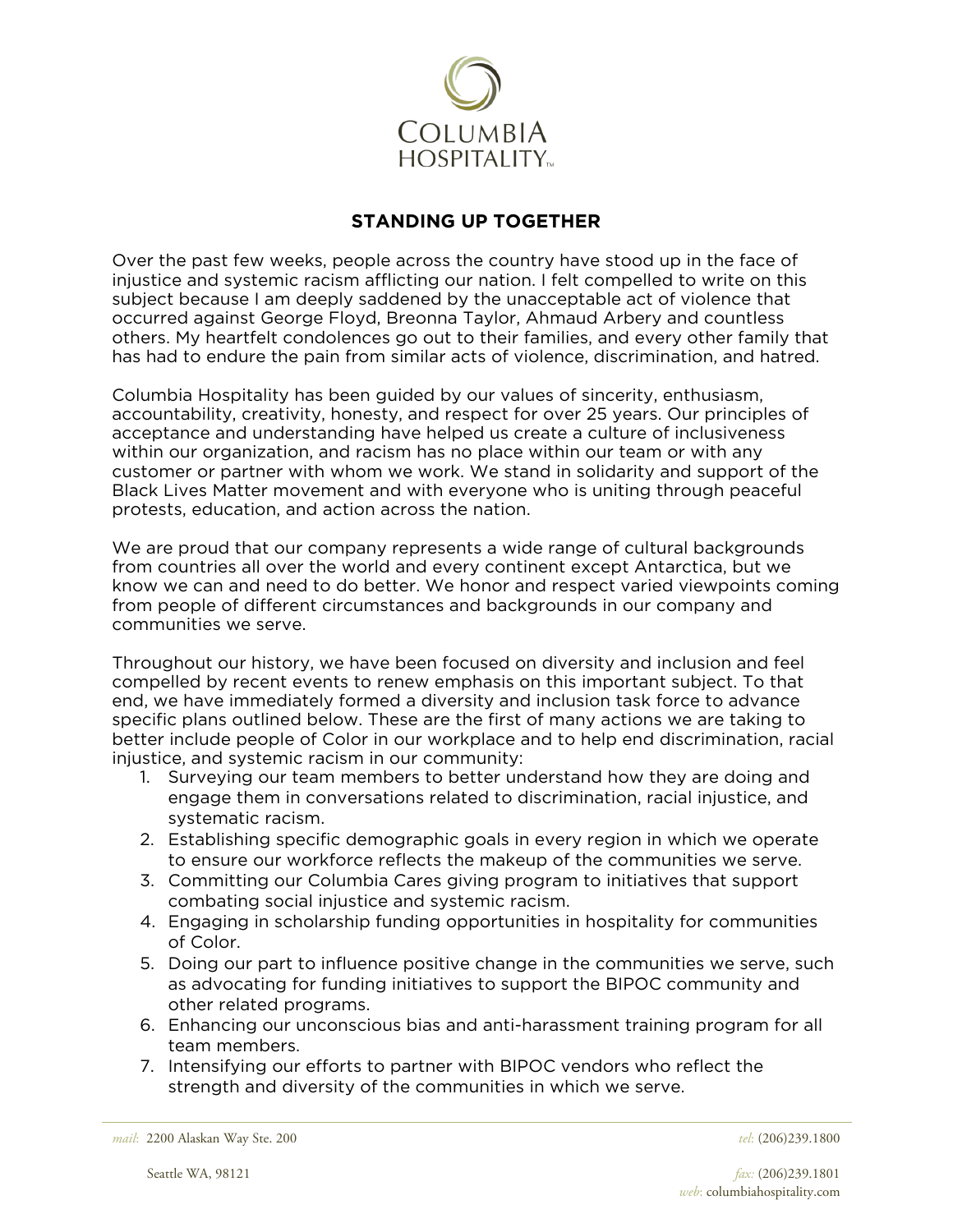COLUMBIA HOSPITALITY™

# STANDING UP TOGETHER

Over the past few weeks, people across the country have stood up in the face of injustice and systemic racism afflicting our nation. I felt compelled to write on this subject because I am deeply saddened by the unacceptable act of violence that occurred against George Floyd, Breonna Taylor, Ahmaud Arbery and countless others. My heartfelt condolences go out to their families, and every other family that has had to endure the pain from similar acts of violence, discrimination, and hatred.

Columbia Hospitality has been guided by our values of sincerity, enthusiasm, accountability, creativity, honesty, and respect for over 25 years. Our principles of acceptance and understanding have helped us create a culture of inclusiveness within our organization, and racism has no place within our team or with any customer or partner with whom we work. We stand in solidarity and support of the Black Lives Matter movement and with everyone who is uniting through peaceful protests, education, and action across the nation.

We are proud that our company represents a wide range of cultural backgrounds from countries all over the world and every continent except Antarctica, but we know we can and need to do better. We honor and respect varied viewpoints coming from people of different circumstances and backgrounds in our company and communities we serve.

Throughout our history, we have been focused on diversity and inclusion and feel compelled by recent events to renew emphasis on this important subject. To that end, we have immediately formed a diversity and inclusion task force to advance specific plans outlined below. These are the first of many actions we are taking to better include people of Color in our workplace and to help end discrimination, racial injustice, and systemic racism in our community:

1. Surveying our team members to better understand how they are doing and engage them in conversations related to discrimination, racial injustice, and systematic racism.
2. Establishing specific demographic goals in every region in which we operate to ensure our workforce reflects the makeup of the communities we serve.
3. Committing our Columbia Cares giving program to initiatives that support combating social injustice and systemic racism.
4. Engaging in scholarship funding opportunities in hospitality for communities of Color.
5. Doing our part to influence positive change in the communities we serve, such as advocating for funding initiatives to support the BIPOC community and other related programs.
6. Enhancing our unconscious bias and anti-harassment training program for all team members.
7. Intensifying our efforts to partner with BIPOC vendors who reflect the strength and diversity of the communities in which we serve.

*mail:* 2200 Alaskan Way Ste. 200
Seattle WA, 98121

*tel:* (206)239.1800
*fax:* (206)239.1801
*web:* columbiahospitality.com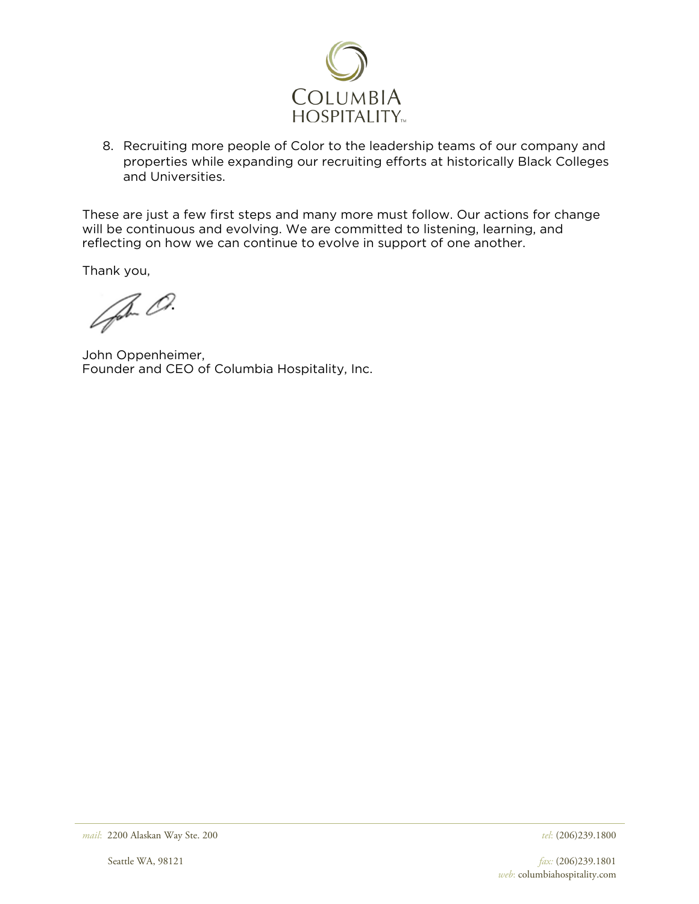8. Recruiting more people of Color to the leadership teams of our company and properties while expanding our recruiting efforts at historically Black Colleges and Universities.

These are just a few first steps and many more must follow. Our actions for change will be continuous and evolving. We are committed to listening, learning, and reflecting on how we can continue to evolve in support of one another.

Thank you,

John Oppenheimer,
Founder and CEO of Columbia Hospitality, Inc.